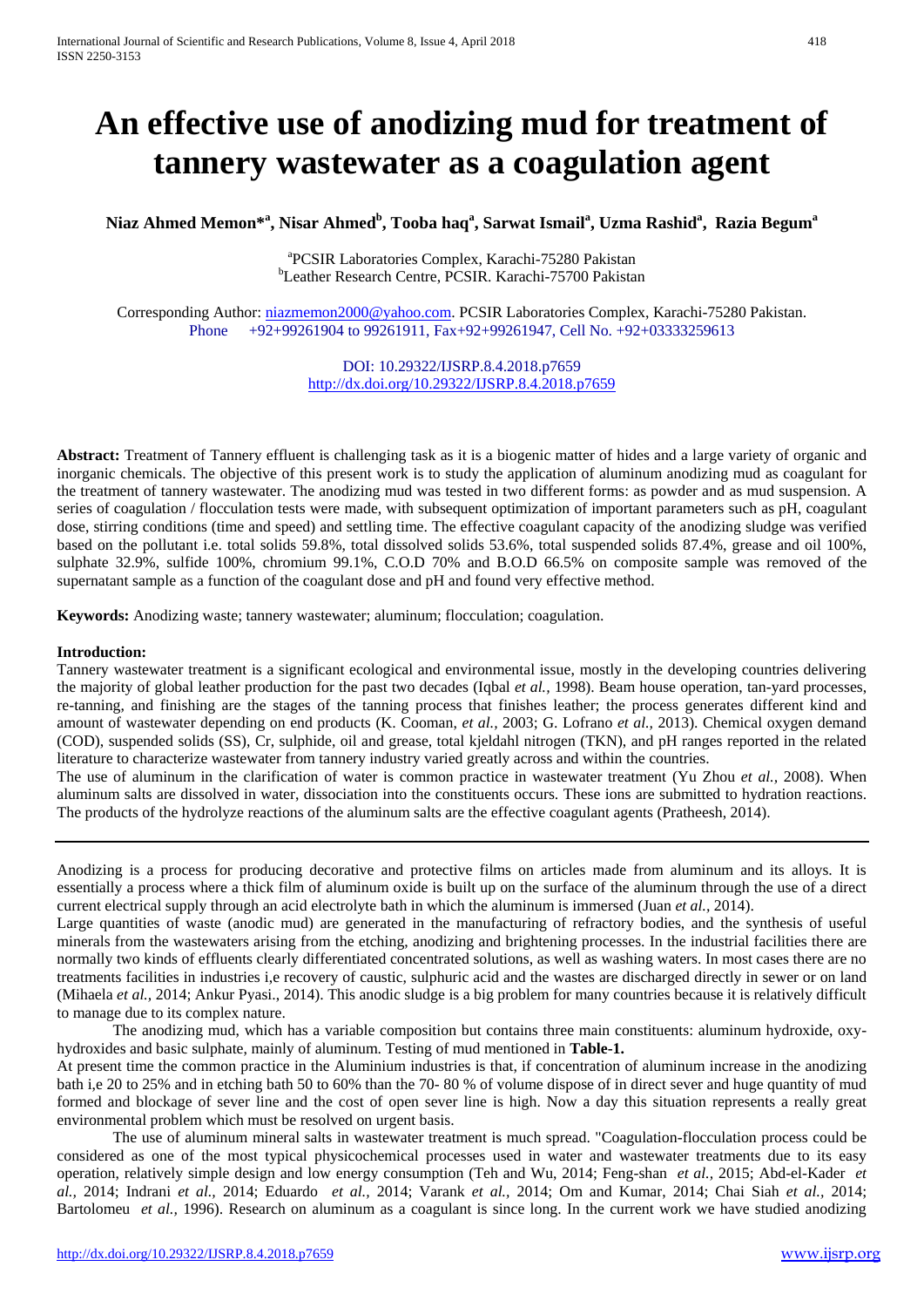# An effective use of anodizing mud for treatment of tannery wastewater as a coagulation agent

**Niaz Ahmed Memon*[a], Nisar Ahmed[b], Tooba haq[a], Sarwat Ismail[a], Uzma Rashid[a], Razia Begum[a]**

[a]PCSIR Laboratories Complex, Karachi-75280 Pakistan
[b]Leather Research Centre, PCSIR. Karachi-75700 Pakistan

Corresponding Author: niazmemon2000@yahoo.com. PCSIR Laboratories Complex, Karachi-75280 Pakistan. Phone +92+99261904 to 99261911, Fax+92+99261947, Cell No. +92+03333259613

DOI: 10.29322/IJSRP.8.4.2018.p7659
http://dx.doi.org/10.29322/IJSRP.8.4.2018.p7659

**Abstract:** Treatment of Tannery effluent is challenging task as it is a biogenic matter of hides and a large variety of organic and inorganic chemicals. The objective of this present work is to study the application of aluminum anodizing mud as coagulant for the treatment of tannery wastewater. The anodizing mud was tested in two different forms: as powder and as mud suspension. A series of coagulation / flocculation tests were made, with subsequent optimization of important parameters such as pH, coagulant dose, stirring conditions (time and speed) and settling time. The effective coagulant capacity of the anodizing sludge was verified based on the pollutant i.e. total solids 59.8%, total dissolved solids 53.6%, total suspended solids 87.4%, grease and oil 100%, sulphate 32.9%, sulfide 100%, chromium 99.1%, C.O.D 70% and B.O.D 66.5% on composite sample was removed of the supernatant sample as a function of the coagulant dose and pH and found very effective method.

**Keywords:** Anodizing waste; tannery wastewater; aluminum; flocculation; coagulation.

## Introduction:

Tannery wastewater treatment is a significant ecological and environmental issue, mostly in the developing countries delivering the majority of global leather production for the past two decades (Iqbal *et al.,* 1998). Beam house operation, tan-yard processes, re-tanning, and finishing are the stages of the tanning process that finishes leather; the process generates different kind and amount of wastewater depending on end products (K. Cooman, *et al.,* 2003; G. Lofrano *et al.,* 2013). Chemical oxygen demand (COD), suspended solids (SS), Cr, sulphide, oil and grease, total kjeldahl nitrogen (TKN), and pH ranges reported in the related literature to characterize wastewater from tannery industry varied greatly across and within the countries.

The use of aluminum in the clarification of water is common practice in wastewater treatment (Yu Zhou *et al.,* 2008). When aluminum salts are dissolved in water, dissociation into the constituents occurs. These ions are submitted to hydration reactions. The products of the hydrolyze reactions of the aluminum salts are the effective coagulant agents (Pratheesh, 2014).

Anodizing is a process for producing decorative and protective films on articles made from aluminum and its alloys. It is essentially a process where a thick film of aluminum oxide is built up on the surface of the aluminum through the use of a direct current electrical supply through an acid electrolyte bath in which the aluminum is immersed (Juan *et al.,* 2014).

Large quantities of waste (anodic mud) are generated in the manufacturing of refractory bodies, and the synthesis of useful minerals from the wastewaters arising from the etching, anodizing and brightening processes. In the industrial facilities there are normally two kinds of effluents clearly differentiated concentrated solutions, as well as washing waters. In most cases there are no treatments facilities in industries i,e recovery of caustic, sulphuric acid and the wastes are discharged directly in sewer or on land (Mihaela *et al.,* 2014; Ankur Pyasi., 2014). This anodic sludge is a big problem for many countries because it is relatively difficult to manage due to its complex nature.

The anodizing mud, which has a variable composition but contains three main constituents: aluminum hydroxide, oxy-hydroxides and basic sulphate, mainly of aluminum. Testing of mud mentioned in **Table-1.**

At present time the common practice in the Aluminium industries is that, if concentration of aluminum increase in the anodizing bath i,e 20 to 25% and in etching bath 50 to 60% than the 70- 80 % of volume dispose of in direct sever and huge quantity of mud formed and blockage of sever line and the cost of open sever line is high. Now a day this situation represents a really great environmental problem which must be resolved on urgent basis.

The use of aluminum mineral salts in wastewater treatment is much spread. "Coagulation-flocculation process could be considered as one of the most typical physicochemical processes used in water and wastewater treatments due to its easy operation, relatively simple design and low energy consumption (Teh and Wu, 2014; Feng-shan *et al.,* 2015; Abd-el-Kader *et al.,* 2014; Indrani *et al.,* 2014; Eduardo *et al.,* 2014; Varank *et al.,* 2014; Om and Kumar, 2014; Chai Siah *et al.,* 2014; Bartolomeu *et al.,* 1996). Research on aluminum as a coagulant is since long. In the current work we have studied anodizing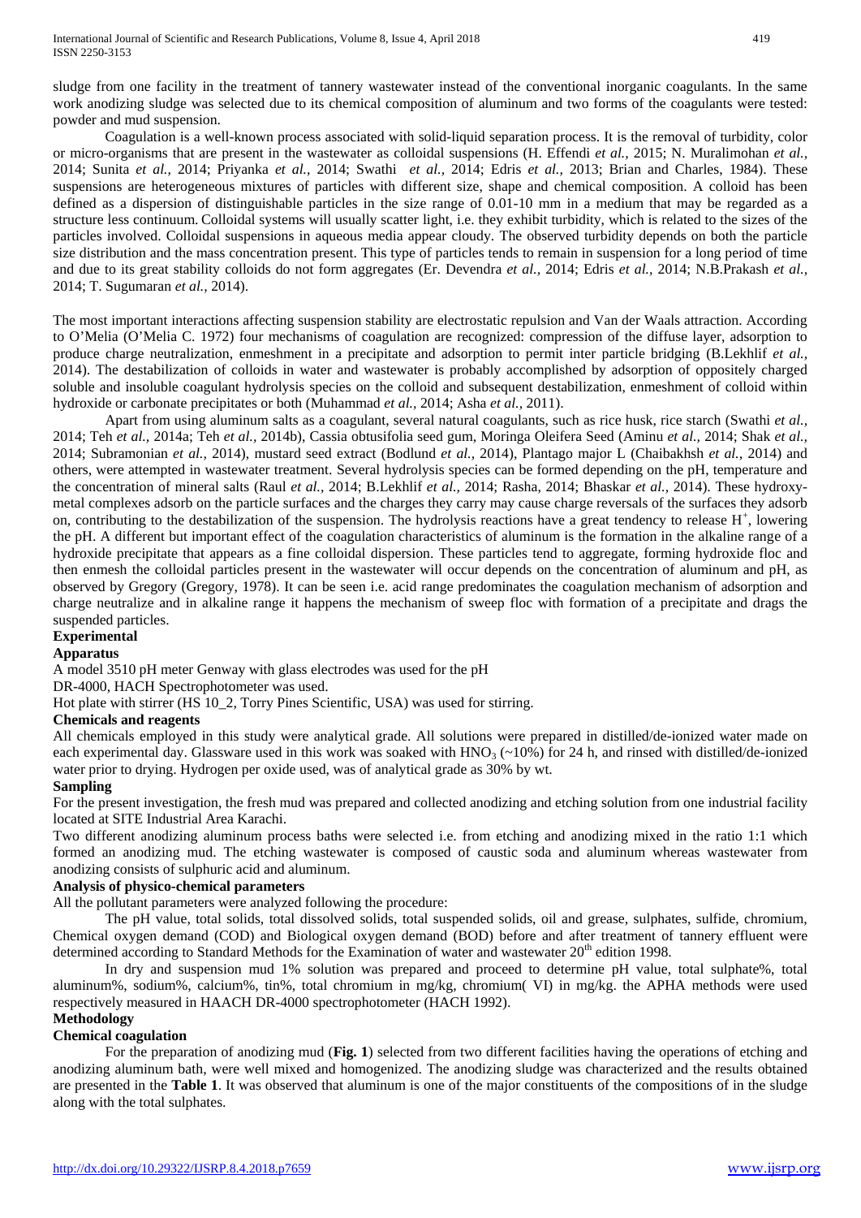sludge from one facility in the treatment of tannery wastewater instead of the conventional inorganic coagulants. In the same work anodizing sludge was selected due to its chemical composition of aluminum and two forms of the coagulants were tested: powder and mud suspension.

Coagulation is a well-known process associated with solid-liquid separation process. It is the removal of turbidity, color or micro-organisms that are present in the wastewater as colloidal suspensions (H. Effendi *et al.,* 2015; N. Muralimohan *et al.,* 2014; Sunita *et al.,* 2014; Priyanka *et al.,* 2014; Swathi *et al.,* 2014; Edris *et al.,* 2013; Brian and Charles, 1984). These suspensions are heterogeneous mixtures of particles with different size, shape and chemical composition. A colloid has been defined as a dispersion of distinguishable particles in the size range of 0.01-10 mm in a medium that may be regarded as a structure less continuum. Colloidal systems will usually scatter light, i.e. they exhibit turbidity, which is related to the sizes of the particles involved. Colloidal suspensions in aqueous media appear cloudy. The observed turbidity depends on both the particle size distribution and the mass concentration present. This type of particles tends to remain in suspension for a long period of time and due to its great stability colloids do not form aggregates (Er. Devendra *et al.,* 2014; Edris *et al.,* 2014; N.B.Prakash *et al.,* 2014; T. Sugumaran *et al.,* 2014).

The most important interactions affecting suspension stability are electrostatic repulsion and Van der Waals attraction. According to O'Melia (O'Melia C. 1972) four mechanisms of coagulation are recognized: compression of the diffuse layer, adsorption to produce charge neutralization, enmeshment in a precipitate and adsorption to permit inter particle bridging (B.Lekhlif *et al.,* 2014). The destabilization of colloids in water and wastewater is probably accomplished by adsorption of oppositely charged soluble and insoluble coagulant hydrolysis species on the colloid and subsequent destabilization, enmeshment of colloid within hydroxide or carbonate precipitates or both (Muhammad *et al.,* 2014; Asha *et al.,* 2011).

Apart from using aluminum salts as a coagulant, several natural coagulants, such as rice husk, rice starch (Swathi *et al.,* 2014; Teh *et al.,* 2014a; Teh *et al.,* 2014b), Cassia obtusifolia seed gum, Moringa Oleifera Seed (Aminu *et al.,* 2014; Shak *et al.,* 2014; Subramonian *et al.,* 2014), mustard seed extract (Bodlund *et al.,* 2014), Plantago major L (Chaibakhsh *et al.,* 2014) and others, were attempted in wastewater treatment. Several hydrolysis species can be formed depending on the pH, temperature and the concentration of mineral salts (Raul *et al.,* 2014; B.Lekhlif *et al.,* 2014; Rasha, 2014; Bhaskar *et al.,* 2014). These hydroxy-metal complexes adsorb on the particle surfaces and the charges they carry may cause charge reversals of the surfaces they adsorb on, contributing to the destabilization of the suspension. The hydrolysis reactions have a great tendency to release $H^+$, lowering the pH. A different but important effect of the coagulation characteristics of aluminum is the formation in the alkaline range of a hydroxide precipitate that appears as a fine colloidal dispersion. These particles tend to aggregate, forming hydroxide floc and then enmesh the colloidal particles present in the wastewater will occur depends on the concentration of aluminum and pH, as observed by Gregory (Gregory, 1978). It can be seen i.e. acid range predominates the coagulation mechanism of adsorption and charge neutralize and in alkaline range it happens the mechanism of sweep floc with formation of a precipitate and drags the suspended particles.

## Experimental

### Apparatus

A model 3510 pH meter Genway with glass electrodes was used for the pH

DR-4000, HACH Spectrophotometer was used.

Hot plate with stirrer (HS 10_2, Torry Pines Scientific, USA) was used for stirring.

### Chemicals and reagents

All chemicals employed in this study were analytical grade. All solutions were prepared in distilled/de-ionized water made on each experimental day. Glassware used in this work was soaked with $HNO_3$ (~10%) for 24 h, and rinsed with distilled/de-ionized water prior to drying. Hydrogen per oxide used, was of analytical grade as 30% by wt.

### Sampling

For the present investigation, the fresh mud was prepared and collected anodizing and etching solution from one industrial facility located at SITE Industrial Area Karachi.

Two different anodizing aluminum process baths were selected i.e. from etching and anodizing mixed in the ratio 1:1 which formed an anodizing mud. The etching wastewater is composed of caustic soda and aluminum whereas wastewater from anodizing consists of sulphuric acid and aluminum.

### Analysis of physico-chemical parameters

All the pollutant parameters were analyzed following the procedure:

The pH value, total solids, total dissolved solids, total suspended solids, oil and grease, sulphates, sulfide, chromium, Chemical oxygen demand (COD) and Biological oxygen demand (BOD) before and after treatment of tannery effluent were determined according to Standard Methods for the Examination of water and wastewater 20th edition 1998.

In dry and suspension mud 1% solution was prepared and proceed to determine pH value, total sulphate%, total aluminum%, sodium%, calcium%, tin%, total chromium in mg/kg, chromium( VI) in mg/kg. the APHA methods were used respectively measured in HAACH DR-4000 spectrophotometer (HACH 1992).

## Methodology

### Chemical coagulation

For the preparation of anodizing mud (**Fig. 1**) selected from two different facilities having the operations of etching and anodizing aluminum bath, were well mixed and homogenized. The anodizing sludge was characterized and the results obtained are presented in the **Table 1**. It was observed that aluminum is one of the major constituents of the compositions of in the sludge along with the total sulphates.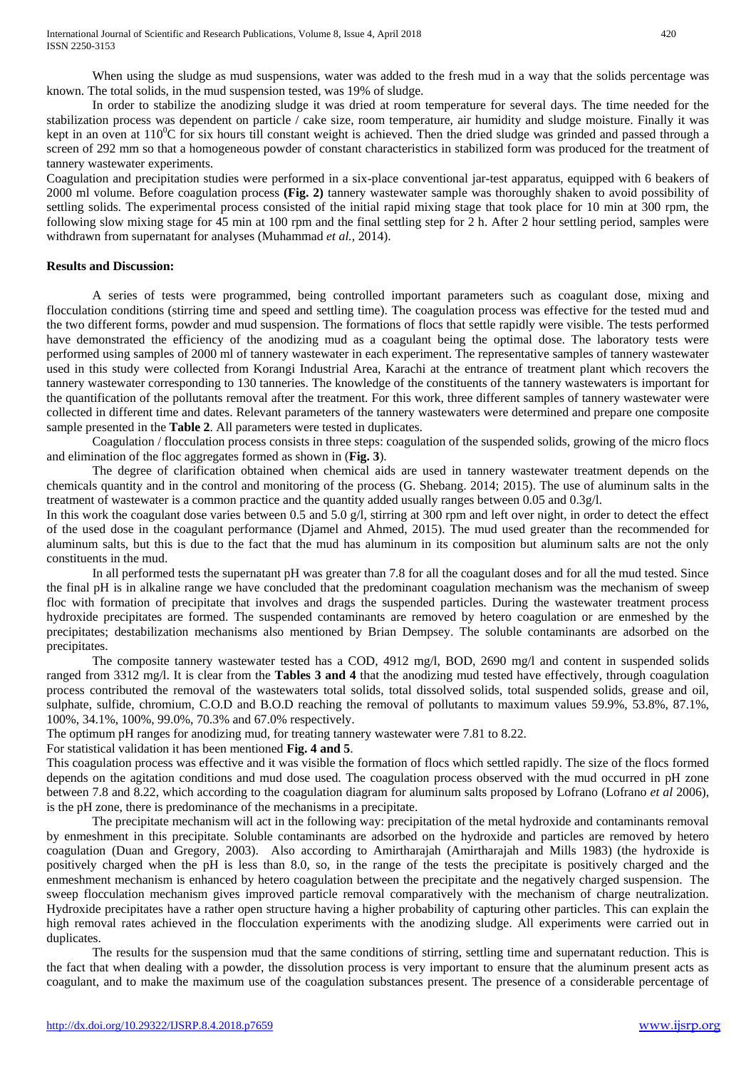When using the sludge as mud suspensions, water was added to the fresh mud in a way that the solids percentage was known. The total solids, in the mud suspension tested, was 19% of sludge.

In order to stabilize the anodizing sludge it was dried at room temperature for several days. The time needed for the stabilization process was dependent on particle / cake size, room temperature, air humidity and sludge moisture. Finally it was kept in an oven at $110^0$C for six hours till constant weight is achieved. Then the dried sludge was grinded and passed through a screen of 292 mm so that a homogeneous powder of constant characteristics in stabilized form was produced for the treatment of tannery wastewater experiments.

Coagulation and precipitation studies were performed in a six-place conventional jar-test apparatus, equipped with 6 beakers of 2000 ml volume. Before coagulation process **(Fig. 2)** tannery wastewater sample was thoroughly shaken to avoid possibility of settling solids. The experimental process consisted of the initial rapid mixing stage that took place for 10 min at 300 rpm, the following slow mixing stage for 45 min at 100 rpm and the final settling step for 2 h. After 2 hour settling period, samples were withdrawn from supernatant for analyses (Muhammad *et al.,* 2014).

**Results and Discussion:**

A series of tests were programmed, being controlled important parameters such as coagulant dose, mixing and flocculation conditions (stirring time and speed and settling time). The coagulation process was effective for the tested mud and the two different forms, powder and mud suspension. The formations of flocs that settle rapidly were visible. The tests performed have demonstrated the efficiency of the anodizing mud as a coagulant being the optimal dose. The laboratory tests were performed using samples of 2000 ml of tannery wastewater in each experiment. The representative samples of tannery wastewater used in this study were collected from Korangi Industrial Area, Karachi at the entrance of treatment plant which recovers the tannery wastewater corresponding to 130 tanneries. The knowledge of the constituents of the tannery wastewaters is important for the quantification of the pollutants removal after the treatment. For this work, three different samples of tannery wastewater were collected in different time and dates. Relevant parameters of the tannery wastewaters were determined and prepare one composite sample presented in the **Table 2**. All parameters were tested in duplicates.

Coagulation / flocculation process consists in three steps: coagulation of the suspended solids, growing of the micro flocs and elimination of the floc aggregates formed as shown in (**Fig. 3**).

The degree of clarification obtained when chemical aids are used in tannery wastewater treatment depends on the chemicals quantity and in the control and monitoring of the process (G. Shebang. 2014; 2015). The use of aluminum salts in the treatment of wastewater is a common practice and the quantity added usually ranges between 0.05 and 0.3g/l.

In this work the coagulant dose varies between 0.5 and 5.0 g/l, stirring at 300 rpm and left over night, in order to detect the effect of the used dose in the coagulant performance (Djamel and Ahmed, 2015). The mud used greater than the recommended for aluminum salts, but this is due to the fact that the mud has aluminum in its composition but aluminum salts are not the only constituents in the mud.

In all performed tests the supernatant pH was greater than 7.8 for all the coagulant doses and for all the mud tested. Since the final pH is in alkaline range we have concluded that the predominant coagulation mechanism was the mechanism of sweep floc with formation of precipitate that involves and drags the suspended particles. During the wastewater treatment process hydroxide precipitates are formed. The suspended contaminants are removed by hetero coagulation or are enmeshed by the precipitates; destabilization mechanisms also mentioned by Brian Dempsey. The soluble contaminants are adsorbed on the precipitates.

The composite tannery wastewater tested has a COD, 4912 mg/l, BOD, 2690 mg/l and content in suspended solids ranged from 3312 mg/l. It is clear from the **Tables 3 and 4** that the anodizing mud tested have effectively, through coagulation process contributed the removal of the wastewaters total solids, total dissolved solids, total suspended solids, grease and oil, sulphate, sulfide, chromium, C.O.D and B.O.D reaching the removal of pollutants to maximum values 59.9%, 53.8%, 87.1%, 100%, 34.1%, 100%, 99.0%, 70.3% and 67.0% respectively.

The optimum pH ranges for anodizing mud, for treating tannery wastewater were 7.81 to 8.22.

For statistical validation it has been mentioned **Fig. 4 and 5**.

This coagulation process was effective and it was visible the formation of flocs which settled rapidly. The size of the flocs formed depends on the agitation conditions and mud dose used. The coagulation process observed with the mud occurred in pH zone between 7.8 and 8.22, which according to the coagulation diagram for aluminum salts proposed by Lofrano (Lofrano *et al* 2006), is the pH zone, there is predominance of the mechanisms in a precipitate.

The precipitate mechanism will act in the following way: precipitation of the metal hydroxide and contaminants removal by enmeshment in this precipitate. Soluble contaminants are adsorbed on the hydroxide and particles are removed by hetero coagulation (Duan and Gregory, 2003). Also according to Amirtharajah (Amirtharajah and Mills 1983) (the hydroxide is positively charged when the pH is less than 8.0, so, in the range of the tests the precipitate is positively charged and the enmeshment mechanism is enhanced by hetero coagulation between the precipitate and the negatively charged suspension. The sweep flocculation mechanism gives improved particle removal comparatively with the mechanism of charge neutralization. Hydroxide precipitates have a rather open structure having a higher probability of capturing other particles. This can explain the high removal rates achieved in the flocculation experiments with the anodizing sludge. All experiments were carried out in duplicates.

The results for the suspension mud that the same conditions of stirring, settling time and supernatant reduction. This is the fact that when dealing with a powder, the dissolution process is very important to ensure that the aluminum present acts as coagulant, and to make the maximum use of the coagulation substances present. The presence of a considerable percentage of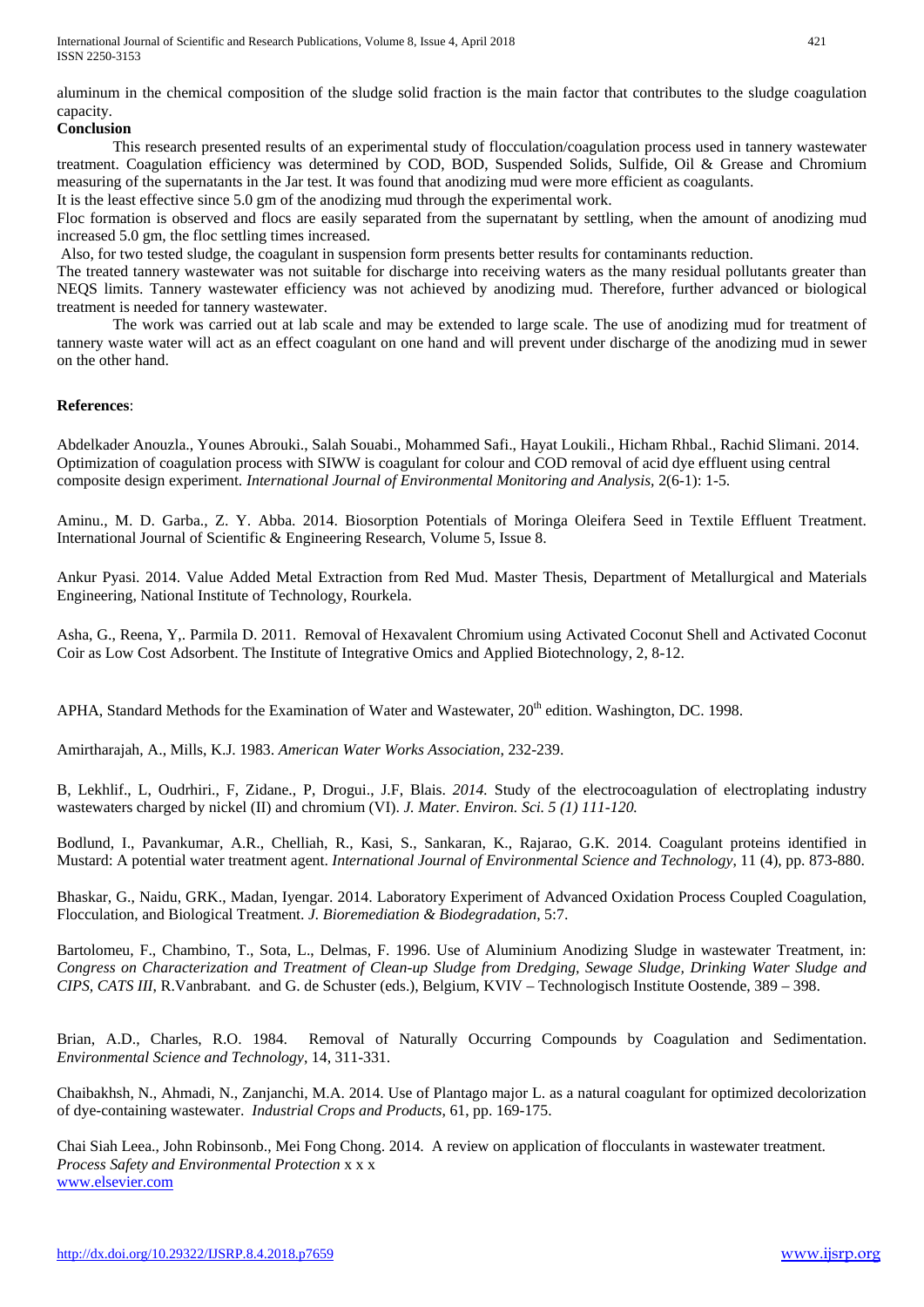aluminum in the chemical composition of the sludge solid fraction is the main factor that contributes to the sludge coagulation capacity.

## Conclusion

This research presented results of an experimental study of flocculation/coagulation process used in tannery wastewater treatment. Coagulation efficiency was determined by COD, BOD, Suspended Solids, Sulfide, Oil & Grease and Chromium measuring of the supernatants in the Jar test. It was found that anodizing mud were more efficient as coagulants.

It is the least effective since 5.0 gm of the anodizing mud through the experimental work.

Floc formation is observed and flocs are easily separated from the supernatant by settling, when the amount of anodizing mud increased 5.0 gm, the floc settling times increased.

Also, for two tested sludge, the coagulant in suspension form presents better results for contaminants reduction.

The treated tannery wastewater was not suitable for discharge into receiving waters as the many residual pollutants greater than NEQS limits. Tannery wastewater efficiency was not achieved by anodizing mud. Therefore, further advanced or biological treatment is needed for tannery wastewater.

The work was carried out at lab scale and may be extended to large scale. The use of anodizing mud for treatment of tannery waste water will act as an effect coagulant on one hand and will prevent under discharge of the anodizing mud in sewer on the other hand.

## References:

Abdelkader Anouzla., Younes Abrouki., Salah Souabi., Mohammed Safi., Hayat Loukili., Hicham Rhbal., Rachid Slimani. 2014. Optimization of coagulation process with SIWW is coagulant for colour and COD removal of acid dye effluent using central composite design experiment. *International Journal of Environmental Monitoring and Analysis,* 2(6-1): 1-5.

Aminu., M. D. Garba., Z. Y. Abba. 2014. Biosorption Potentials of Moringa Oleifera Seed in Textile Effluent Treatment. International Journal of Scientific & Engineering Research, Volume 5, Issue 8.

Ankur Pyasi. 2014. Value Added Metal Extraction from Red Mud. Master Thesis, Department of Metallurgical and Materials Engineering, National Institute of Technology, Rourkela.

Asha, G., Reena, Y,. Parmila D. 2011. Removal of Hexavalent Chromium using Activated Coconut Shell and Activated Coconut Coir as Low Cost Adsorbent. The Institute of Integrative Omics and Applied Biotechnology, 2, 8-12.

APHA, Standard Methods for the Examination of Water and Wastewater, 20th edition. Washington, DC. 1998.

Amirtharajah, A., Mills, K.J. 1983. *American Water Works Association*, 232-239.

B, Lekhlif., L, Oudrhiri., F, Zidane., P, Drogui., J.F, Blais. *2014.* Study of the electrocoagulation of electroplating industry wastewaters charged by nickel (II) and chromium (VI). *J. Mater. Environ. Sci. 5 (1) 111-120.*

Bodlund, I., Pavankumar, A.R., Chelliah, R., Kasi, S., Sankaran, K., Rajarao, G.K. 2014. Coagulant proteins identified in Mustard: A potential water treatment agent. *International Journal of Environmental Science and Technology*, 11 (4), pp. 873-880.

Bhaskar, G., Naidu, GRK., Madan, Iyengar. 2014. Laboratory Experiment of Advanced Oxidation Process Coupled Coagulation, Flocculation, and Biological Treatment. *J. Bioremediation & Biodegradation,* 5:7.

Bartolomeu, F., Chambino, T., Sota, L., Delmas, F. 1996. Use of Aluminium Anodizing Sludge in wastewater Treatment, in: *Congress on Characterization and Treatment of Clean-up Sludge from Dredging, Sewage Sludge, Drinking Water Sludge and CIPS, CATS III*, R.Vanbrabant. and G. de Schuster (eds.), Belgium, KVIV – Technologisch Institute Oostende, 389 – 398.

Brian, A.D., Charles, R.O. 1984. Removal of Naturally Occurring Compounds by Coagulation and Sedimentation. *Environmental Science and Technology*, 14, 311-331.

Chaibakhsh, N., Ahmadi, N., Zanjanchi, M.A. 2014. Use of Plantago major L. as a natural coagulant for optimized decolorization of dye-containing wastewater. *Industrial Crops and Products*, 61, pp. 169-175.

Chai Siah Leea., John Robinsonb., Mei Fong Chong. 2014. A review on application of flocculants in wastewater treatment. *Process Safety and Environmental Protection* x x x
www.elsevier.com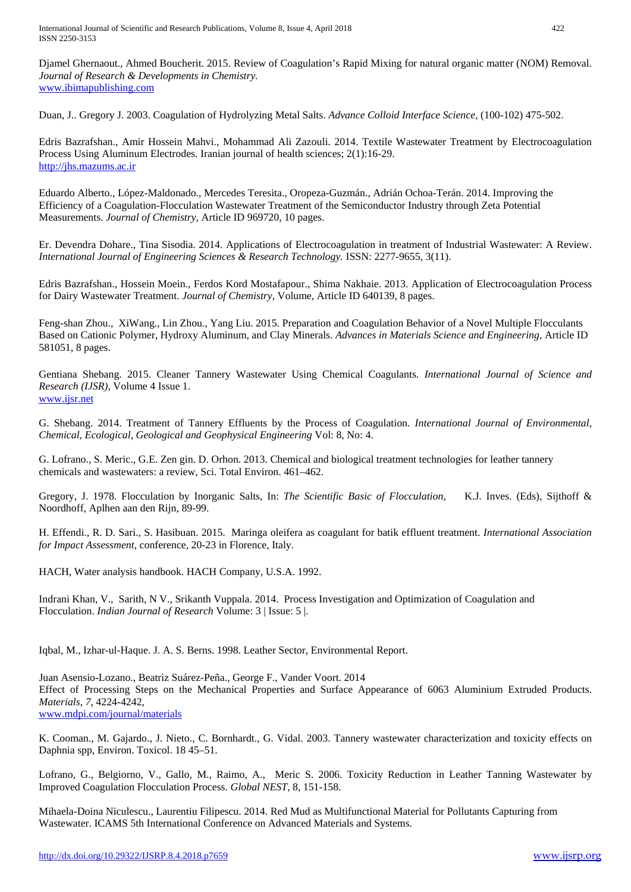Djamel Ghernaout., Ahmed Boucherit. 2015. Review of Coagulation's Rapid Mixing for natural organic matter (NOM) Removal. *Journal of Research & Developments in Chemistry.*
www.ibimapublishing.com

Duan, J.. Gregory J. 2003. Coagulation of Hydrolyzing Metal Salts. *Advance Colloid Interface Science*, (100-102) 475-502.

Edris Bazrafshan., Amir Hossein Mahvi., Mohammad Ali Zazouli. 2014. Textile Wastewater Treatment by Electrocoagulation Process Using Aluminum Electrodes. Iranian journal of health sciences; 2(1):16-29.
http://jhs.mazums.ac.ir

Eduardo Alberto., López-Maldonado., Mercedes Teresita., Oropeza-Guzmán., Adrián Ochoa-Terán. 2014. Improving the Efficiency of a Coagulation-Flocculation Wastewater Treatment of the Semiconductor Industry through Zeta Potential Measurements. *Journal of Chemistry,* Article ID 969720, 10 pages.

Er. Devendra Dohare., Tina Sisodia. 2014. Applications of Electrocoagulation in treatment of Industrial Wastewater: A Review. *International Journal of Engineering Sciences & Research Technology.* ISSN: 2277-9655, 3(11).

Edris Bazrafshan., Hossein Moein., Ferdos Kord Mostafapour., Shima Nakhaie. 2013. Application of Electrocoagulation Process for Dairy Wastewater Treatment. *Journal of Chemistry*, Volume, Article ID 640139, 8 pages.

Feng-shan Zhou., XiWang., Lin Zhou., Yang Liu. 2015. Preparation and Coagulation Behavior of a Novel Multiple Flocculants Based on Cationic Polymer, Hydroxy Aluminum, and Clay Minerals. *Advances in Materials Science and Engineering,* Article ID 581051, 8 pages.

Gentiana Shebang. 2015. Cleaner Tannery Wastewater Using Chemical Coagulants. *International Journal of Science and Research (IJSR),* Volume 4 Issue 1.
www.ijsr.net

G. Shebang. 2014. Treatment of Tannery Effluents by the Process of Coagulation. *International Journal of Environmental, Chemical, Ecological, Geological and Geophysical Engineering* Vol: 8, No: 4.

G. Lofrano., S. Meric., G.E. Zen gin. D. Orhon. 2013. Chemical and biological treatment technologies for leather tannery chemicals and wastewaters: a review, Sci. Total Environ. 461–462.

Gregory, J. 1978. Flocculation by Inorganic Salts, In: *The Scientific Basic of Flocculation,* K.J. Inves. (Eds), Sijthoff & Noordhoff, Aplhen aan den Rijn, 89-99.

H. Effendi., R. D. Sari., S. Hasibuan. 2015. Maringa oleifera as coagulant for batik effluent treatment. *International Association for Impact Assessment*, conference, 20-23 in Florence, Italy.

HACH, Water analysis handbook. HACH Company, U.S.A. 1992.

Indrani Khan, V., Sarith, N V., Srikanth Vuppala. 2014. Process Investigation and Optimization of Coagulation and Flocculation. *Indian Journal of Research* Volume: 3 | Issue: 5 |.

Iqbal, M., Izhar-ul-Haque. J. A. S. Berns. 1998. Leather Sector, Environmental Report.

Juan Asensio-Lozano., Beatriz Suárez-Peña., George F., Vander Voort. 2014
Effect of Processing Steps on the Mechanical Properties and Surface Appearance of 6063 Aluminium Extruded Products. *Materials*, *7*, 4224-4242,
www.mdpi.com/journal/materials

K. Cooman., M. Gajardo., J. Nieto., C. Bornhardt., G. Vidal. 2003. Tannery wastewater characterization and toxicity effects on Daphnia spp, Environ. Toxicol. 18 45–51.

Lofrano, G., Belgiorno, V., Gallo, M., Raimo, A., Meric S. 2006. Toxicity Reduction in Leather Tanning Wastewater by Improved Coagulation Flocculation Process. *Global NEST*, 8, 151-158.

Mihaela-Doina Niculescu., Laurentiu Filipescu. 2014. Red Mud as Multifunctional Material for Pollutants Capturing from Wastewater. ICAMS 5th International Conference on Advanced Materials and Systems.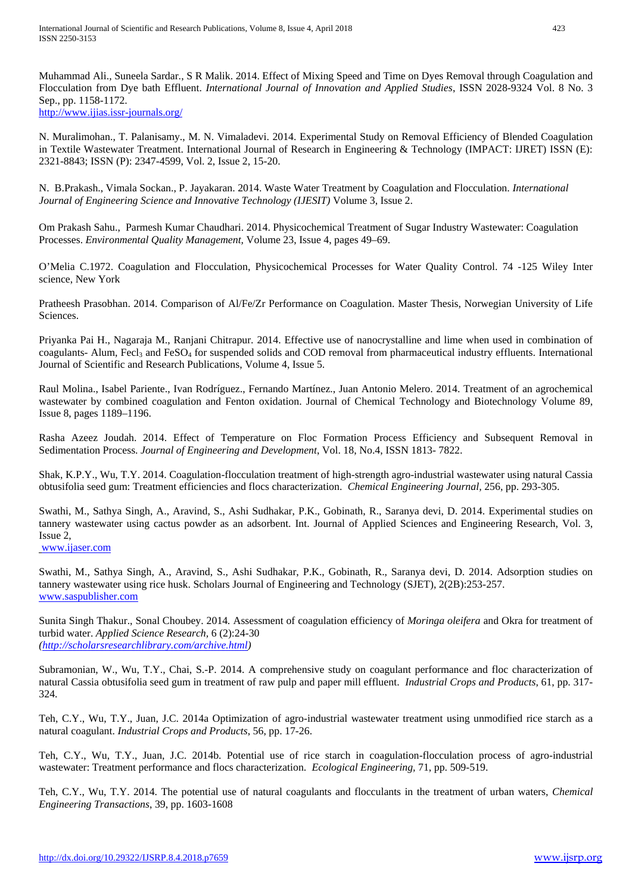Muhammad Ali., Suneela Sardar., S R Malik. 2014. Effect of Mixing Speed and Time on Dyes Removal through Coagulation and Flocculation from Dye bath Effluent. *International Journal of Innovation and Applied Studies*, ISSN 2028-9324 Vol. 8 No. 3 Sep., pp. 1158-1172.
http://www.ijias.issr-journals.org/

N. Muralimohan., T. Palanisamy., M. N. Vimaladevi. 2014. Experimental Study on Removal Efficiency of Blended Coagulation in Textile Wastewater Treatment. International Journal of Research in Engineering & Technology (IMPACT: IJRET) ISSN (E): 2321-8843; ISSN (P): 2347-4599, Vol. 2, Issue 2, 15-20.

N. B.Prakash., Vimala Sockan., P. Jayakaran. 2014. Waste Water Treatment by Coagulation and Flocculation. *International Journal of Engineering Science and Innovative Technology (IJESIT)* Volume 3, Issue 2.

Om Prakash Sahu., Parmesh Kumar Chaudhari. 2014. Physicochemical Treatment of Sugar Industry Wastewater: Coagulation Processes. *Environmental Quality Management,* Volume 23, Issue 4, pages 49–69.

O'Melia C.1972. Coagulation and Flocculation, Physicochemical Processes for Water Quality Control. 74 -125 Wiley Inter science, New York

Pratheesh Prasobhan. 2014. Comparison of Al/Fe/Zr Performance on Coagulation. Master Thesis, Norwegian University of Life Sciences.

Priyanka Pai H., Nagaraja M., Ranjani Chitrapur. 2014. Effective use of nanocrystalline and lime when used in combination of coagulants- Alum, $Fecl_3$ and $FeSO_4$ for suspended solids and COD removal from pharmaceutical industry effluents. International Journal of Scientific and Research Publications, Volume 4, Issue 5.

Raul Molina., Isabel Pariente., Ivan Rodríguez., Fernando Martínez., Juan Antonio Melero. 2014. Treatment of an agrochemical wastewater by combined coagulation and Fenton oxidation. Journal of Chemical Technology and Biotechnology Volume 89, Issue 8, pages 1189–1196.

Rasha Azeez Joudah. 2014. Effect of Temperature on Floc Formation Process Efficiency and Subsequent Removal in Sedimentation Process. *Journal of Engineering and Development*, Vol. 18, No.4, ISSN 1813- 7822.

Shak, K.P.Y., Wu, T.Y. 2014. Coagulation-flocculation treatment of high-strength agro-industrial wastewater using natural Cassia obtusifolia seed gum: Treatment efficiencies and flocs characterization. *Chemical Engineering Journal,* 256, pp. 293-305.

Swathi, M., Sathya Singh, A., Aravind, S., Ashi Sudhakar, P.K., Gobinath, R., Saranya devi, D. 2014. Experimental studies on tannery wastewater using cactus powder as an adsorbent. Int. Journal of Applied Sciences and Engineering Research, Vol. 3, Issue 2,
www.ijaser.com

Swathi, M., Sathya Singh, A., Aravind, S., Ashi Sudhakar, P.K., Gobinath, R., Saranya devi, D. 2014. Adsorption studies on tannery wastewater using rice husk. Scholars Journal of Engineering and Technology (SJET), 2(2B):253-257.
www.saspublisher.com

Sunita Singh Thakur., Sonal Choubey. 2014*.* Assessment of coagulation efficiency of *Moringa oleifera* and Okra for treatment of turbid water. *Applied Science Research,* 6 (2):24-30
*(http://scholarsresearchlibrary.com/archive.html)*

Subramonian, W., Wu, T.Y., Chai, S.-P. 2014. A comprehensive study on coagulant performance and floc characterization of natural Cassia obtusifolia seed gum in treatment of raw pulp and paper mill effluent. *Industrial Crops and Products*, 61, pp. 317-324.

Teh, C.Y., Wu, T.Y., Juan, J.C. 2014a Optimization of agro-industrial wastewater treatment using unmodified rice starch as a natural coagulant. *Industrial Crops and Products*, 56, pp. 17-26.

Teh, C.Y., Wu, T.Y., Juan, J.C. 2014b. Potential use of rice starch in coagulation-flocculation process of agro-industrial wastewater: Treatment performance and flocs characterization. *Ecological Engineering,* 71, pp. 509-519.

Teh, C.Y., Wu, T.Y. 2014. The potential use of natural coagulants and flocculants in the treatment of urban waters, *Chemical Engineering Transactions*, 39, pp. 1603-1608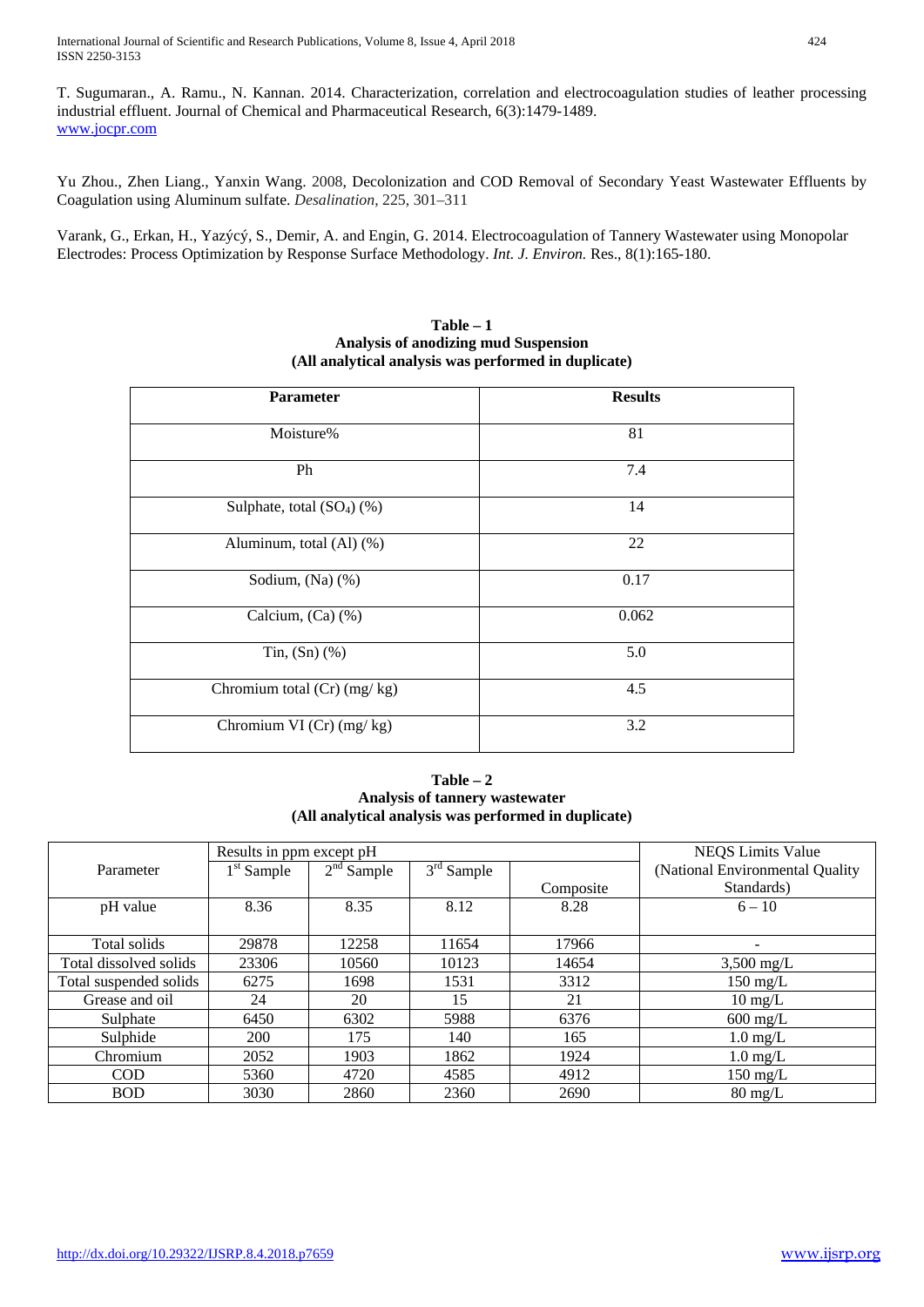T. Sugumaran., A. Ramu., N. Kannan. 2014. Characterization, correlation and electrocoagulation studies of leather processing industrial effluent. Journal of Chemical and Pharmaceutical Research, 6(3):1479-1489. www.jocpr.com

Yu Zhou., Zhen Liang., Yanxin Wang. 2008, Decolonization and COD Removal of Secondary Yeast Wastewater Effluents by Coagulation using Aluminum sulfate. *Desalination*, 225, 301–311

Varank, G., Erkan, H., Yazýcý, S., Demir, A. and Engin, G. 2014. Electrocoagulation of Tannery Wastewater using Monopolar Electrodes: Process Optimization by Response Surface Methodology. *Int. J. Environ.* Res., 8(1):165-180.

**Table – 1**
**Analysis of anodizing mud Suspension**
**(All analytical analysis was performed in duplicate)**

| Parameter | Results |
|---|---|
| Moisture% | 81 |
| Ph | 7.4 |
| Sulphate, total ($SO_4$) (%) | 14 |
| Aluminum, total (Al) (%) | 22 |
| Sodium, (Na) (%) | 0.17 |
| Calcium, (Ca) (%) | 0.062 |
| Tin, (Sn) (%) | 5.0 |
| Chromium total (Cr) (mg/ kg) | 4.5 |
| Chromium VI (Cr) (mg/ kg) | 3.2 |

**Table – 2**
**Analysis of tannery wastewater**
**(All analytical analysis was performed in duplicate)**

| Parameter | Results in ppm except pH | | | | NEQS Limits Value |
|---|---|---|---|---|---|
| | 1st Sample | 2nd Sample | 3rd Sample | Composite | (National Environmental Quality Standards) |
| pH value | 8.36 | 8.35 | 8.12 | 8.28 | 6 – 10 |
| Total solids | 29878 | 12258 | 11654 | 17966 | - |
| Total dissolved solids | 23306 | 10560 | 10123 | 14654 | 3,500 mg/L |
| Total suspended solids | 6275 | 1698 | 1531 | 3312 | 150 mg/L |
| Grease and oil | 24 | 20 | 15 | 21 | 10 mg/L |
| Sulphate | 6450 | 6302 | 5988 | 6376 | 600 mg/L |
| Sulphide | 200 | 175 | 140 | 165 | 1.0 mg/L |
| Chromium | 2052 | 1903 | 1862 | 1924 | 1.0 mg/L |
| COD | 5360 | 4720 | 4585 | 4912 | 150 mg/L |
| BOD | 3030 | 2860 | 2360 | 2690 | 80 mg/L |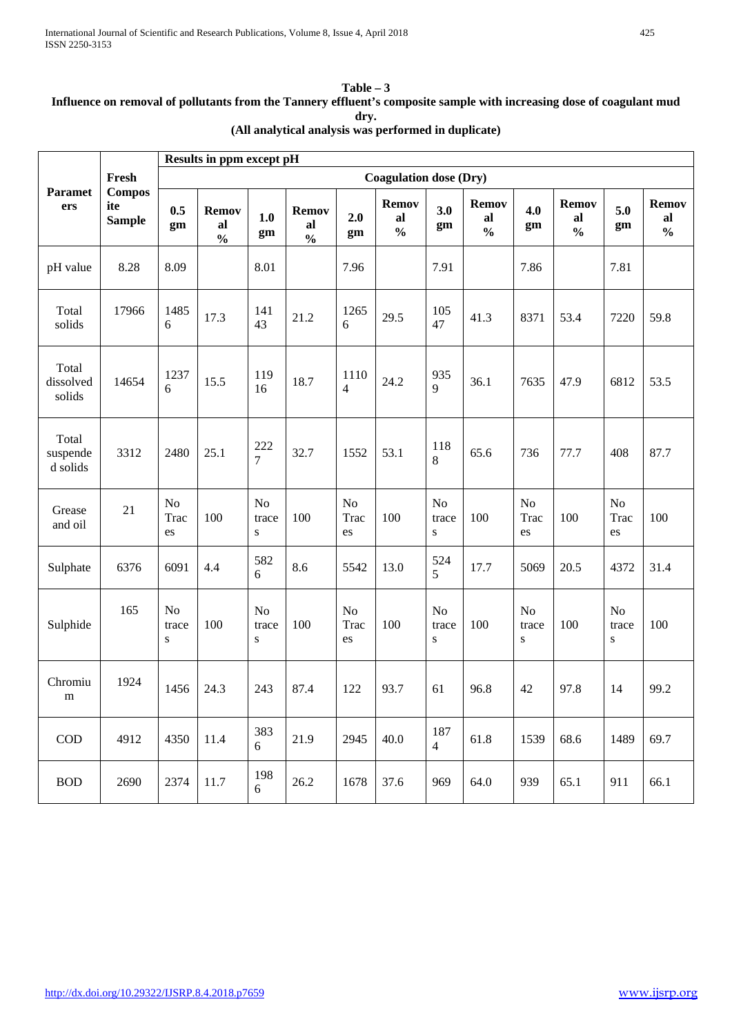**Table – 3**

**Influence on removal of pollutants from the Tannery effluent's composite sample with increasing dose of coagulant mud dry.**

**(All analytical analysis was performed in duplicate)**

| Parameters | Fresh Composite Sample | Results in ppm except pH | | | | | | | | | | | |
|---|---|---|---|---|---|---|---|---|---|---|---|---|---|
| | | Coagulation dose (Dry) | | | | | | | | | | | |
| | | 0.5 gm | Removal % | 1.0 gm | Removal % | 2.0 gm | Removal % | 3.0 gm | Removal % | 4.0 gm | Removal % | 5.0 gm | Removal % |
| pH value | 8.28 | 8.09 | | 8.01 | | 7.96 | | 7.91 | | 7.86 | | 7.81 | |
| Total solids | 17966 | 14856 | 17.3 | 14143 | 21.2 | 12656 | 29.5 | 10547 | 41.3 | 8371 | 53.4 | 7220 | 59.8 |
| Total dissolved solids | 14654 | 12376 | 15.5 | 11916 | 18.7 | 11104 | 24.2 | 9359 | 36.1 | 7635 | 47.9 | 6812 | 53.5 |
| Total suspended solids | 3312 | 2480 | 25.1 | 2227 | 32.7 | 1552 | 53.1 | 1188 | 65.6 | 736 | 77.7 | 408 | 87.7 |
| Grease and oil | 21 | No Traces | 100 | No traces | 100 | No Traces | 100 | No traces | 100 | No Traces | 100 | No Traces | 100 |
| Sulphate | 6376 | 6091 | 4.4 | 5826 | 8.6 | 5542 | 13.0 | 5245 | 17.7 | 5069 | 20.5 | 4372 | 31.4 |
| Sulphide | 165 | No traces | 100 | No traces | 100 | No Traces | 100 | No traces | 100 | No traces | 100 | No traces | 100 |
| Chromium | 1924 | 1456 | 24.3 | 243 | 87.4 | 122 | 93.7 | 61 | 96.8 | 42 | 97.8 | 14 | 99.2 |
| COD | 4912 | 4350 | 11.4 | 3836 | 21.9 | 2945 | 40.0 | 1874 | 61.8 | 1539 | 68.6 | 1489 | 69.7 |
| BOD | 2690 | 2374 | 11.7 | 1986 | 26.2 | 1678 | 37.6 | 969 | 64.0 | 939 | 65.1 | 911 | 66.1 |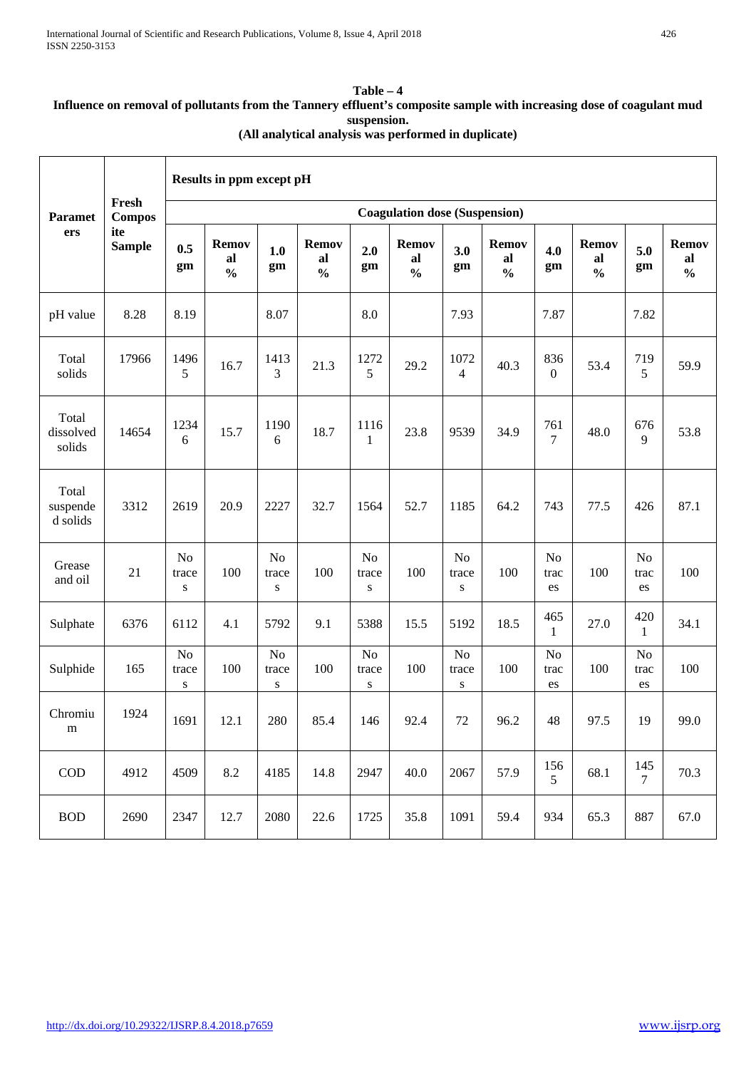**Table – 4**

**Influence on removal of pollutants from the Tannery effluent's composite sample with increasing dose of coagulant mud suspension.**

**(All analytical analysis was performed in duplicate)**

| Parameters | Fresh Composite Sample | Results in ppm except pH | | | | | | | | | | | |
|---|---|---|---|---|---|---|---|---|---|---|---|---|---|
| | | Coagulation dose (Suspension) | | | | | | | | | | | |
| | | 0.5 gm | Removal % | 1.0 gm | Removal % | 2.0 gm | Removal % | 3.0 gm | Removal % | 4.0 gm | Removal % | 5.0 gm | Removal % |
| pH value | 8.28 | 8.19 | | 8.07 | | 8.0 | | 7.93 | | 7.87 | | 7.82 | |
| Total solids | 17966 | 14965 | 16.7 | 14133 | 21.3 | 12725 | 29.2 | 10724 | 40.3 | 8360 | 53.4 | 7195 | 59.9 |
| Total dissolved solids | 14654 | 12346 | 15.7 | 11906 | 18.7 | 11161 | 23.8 | 9539 | 34.9 | 7617 | 48.0 | 6769 | 53.8 |
| Total suspended solids | 3312 | 2619 | 20.9 | 2227 | 32.7 | 1564 | 52.7 | 1185 | 64.2 | 743 | 77.5 | 426 | 87.1 |
| Grease and oil | 21 | No traces | 100 | No traces | 100 | No traces | 100 | No traces | 100 | No traces | 100 | No traces | 100 |
| Sulphate | 6376 | 6112 | 4.1 | 5792 | 9.1 | 5388 | 15.5 | 5192 | 18.5 | 4651 | 27.0 | 4201 | 34.1 |
| Sulphide | 165 | No traces | 100 | No traces | 100 | No traces | 100 | No traces | 100 | No traces | 100 | No traces | 100 |
| Chromium | 1924 | 1691 | 12.1 | 280 | 85.4 | 146 | 92.4 | 72 | 96.2 | 48 | 97.5 | 19 | 99.0 |
| COD | 4912 | 4509 | 8.2 | 4185 | 14.8 | 2947 | 40.0 | 2067 | 57.9 | 1565 | 68.1 | 1457 | 70.3 |
| BOD | 2690 | 2347 | 12.7 | 2080 | 22.6 | 1725 | 35.8 | 1091 | 59.4 | 934 | 65.3 | 887 | 67.0 |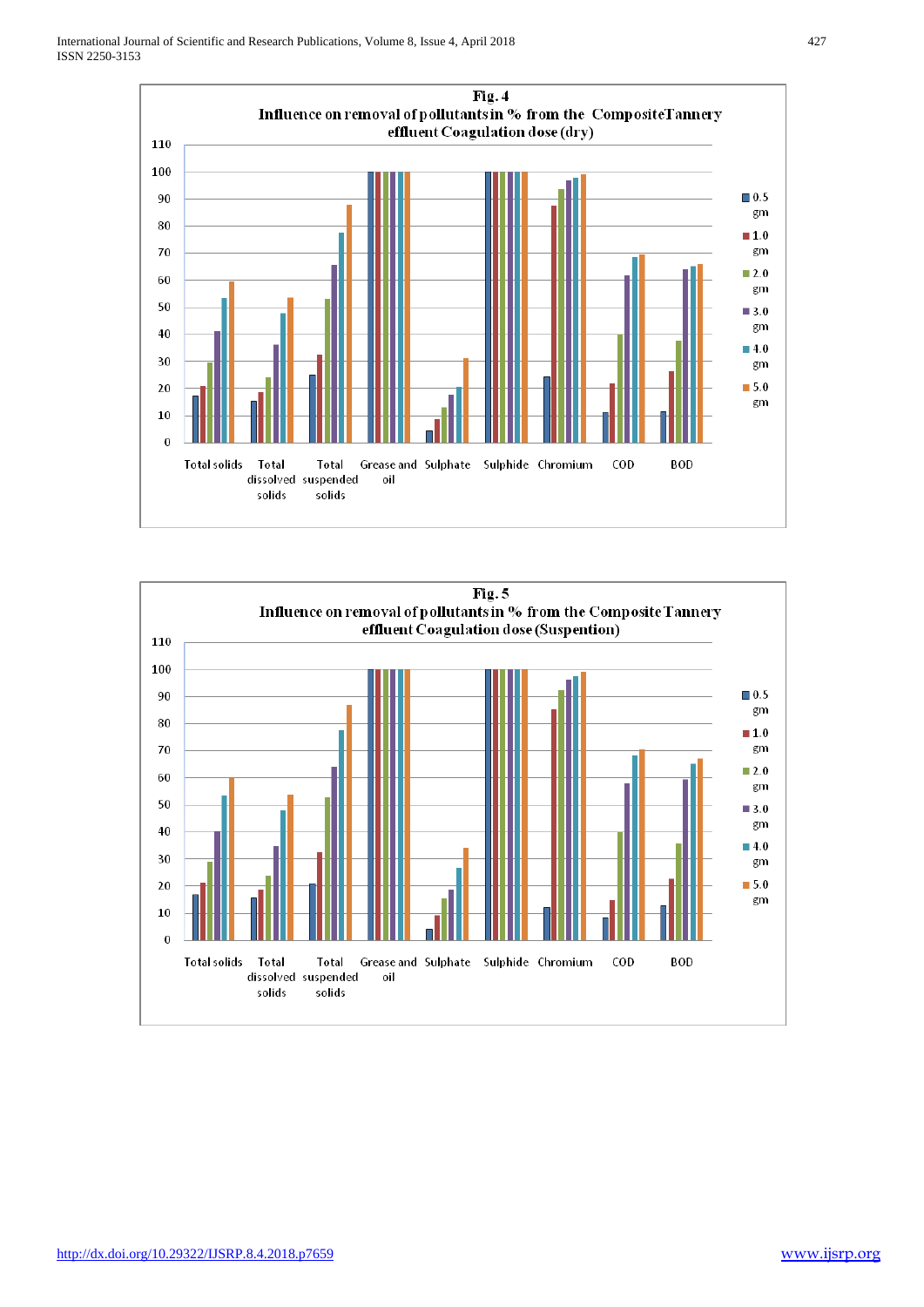**Fig. 4**

**Influence on removal of pollutants in % from the Composite Tannery effluent Coagulation dose (dry)**

**Fig. 5**

**Influence on removal of pollutants in % from the Composite Tannery effluent Coagulation dose (Suspention)**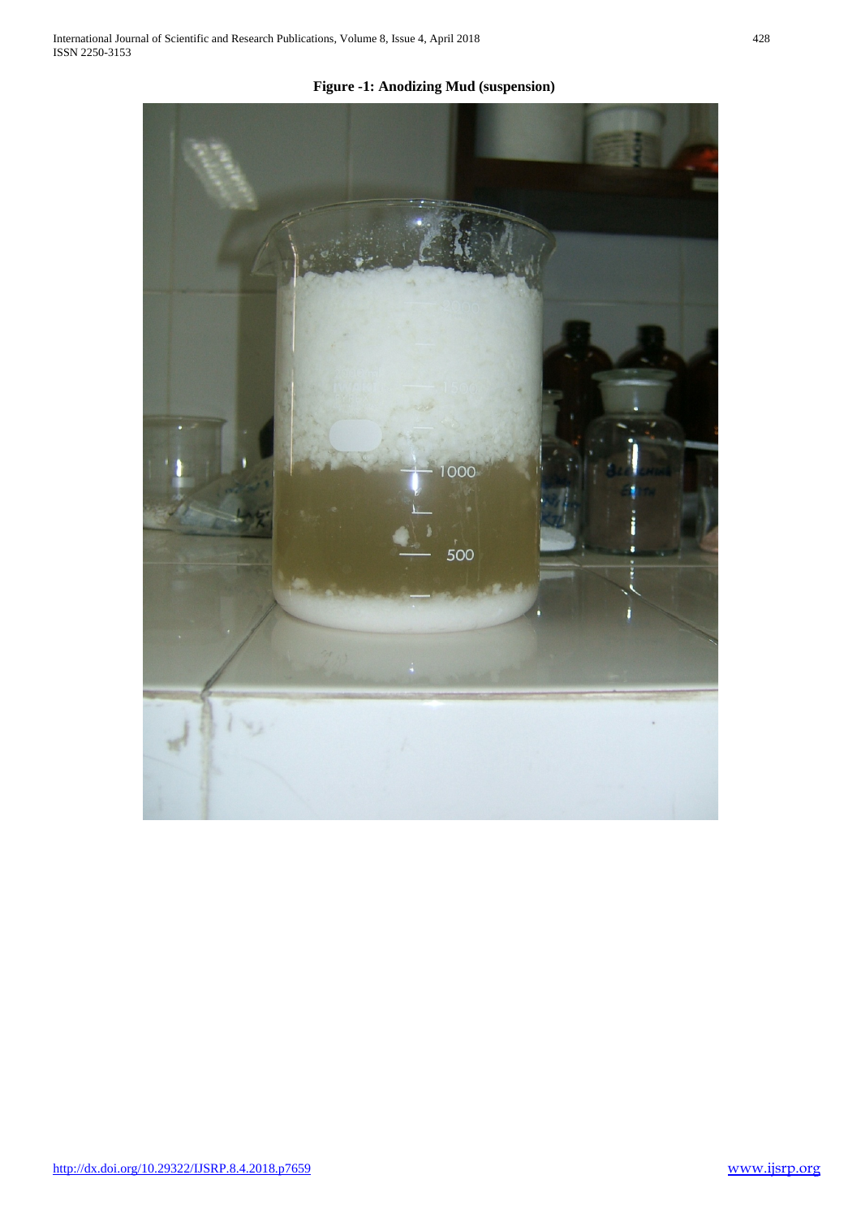**Figure -1: Anodizing Mud (suspension)**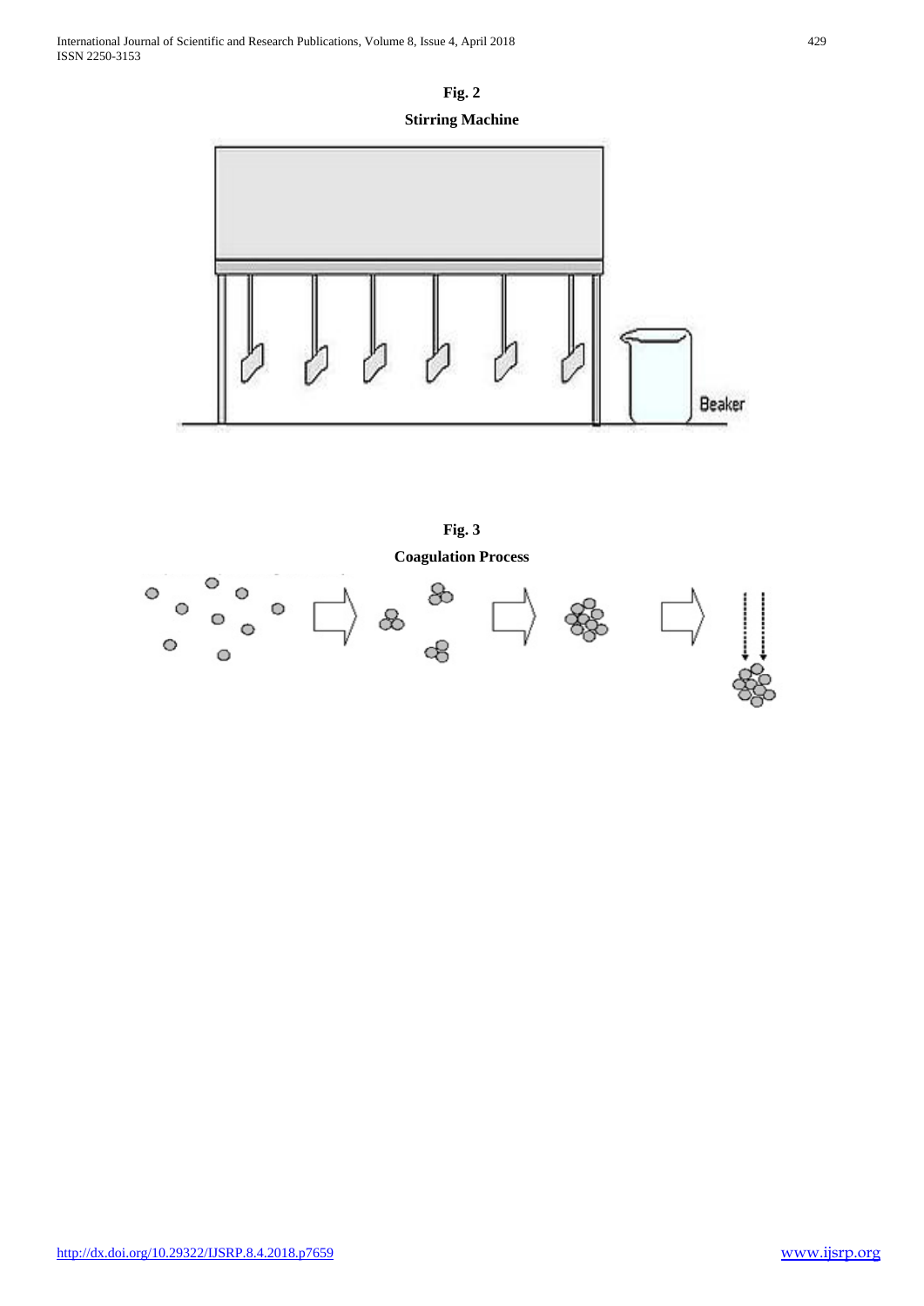**Fig. 2**

**Stirring Machine**

Beaker

**Fig. 3**

**Coagulation Process**